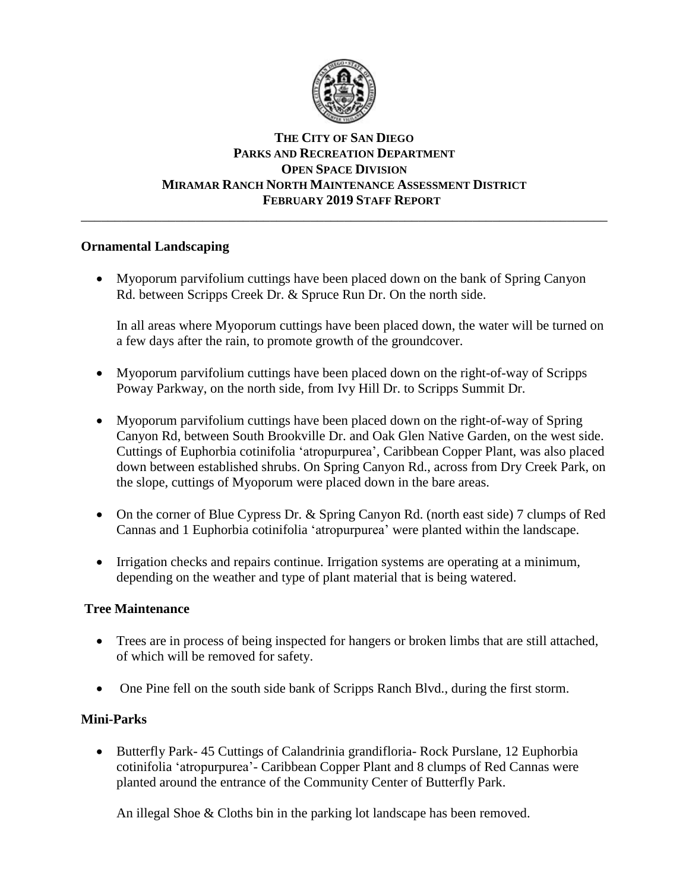**THE CITY OF SAN DIEGO**
**PARKS AND RECREATION DEPARTMENT**
**OPEN SPACE DIVISION**
**MIRAMAR RANCH NORTH MAINTENANCE ASSESSMENT DISTRICT**
**FEBRUARY 2019 STAFF REPORT**

---

## Ornamental Landscaping

- Myoporum parvifolium cuttings have been placed down on the bank of Spring Canyon Rd. between Scripps Creek Dr. & Spruce Run Dr. On the north side.

  In all areas where Myoporum cuttings have been placed down, the water will be turned on a few days after the rain, to promote growth of the groundcover.

- Myoporum parvifolium cuttings have been placed down on the right-of-way of Scripps Poway Parkway, on the north side, from Ivy Hill Dr. to Scripps Summit Dr.

- Myoporum parvifolium cuttings have been placed down on the right-of-way of Spring Canyon Rd, between South Brookville Dr. and Oak Glen Native Garden, on the west side. Cuttings of Euphorbia cotinifolia 'atropurpurea', Caribbean Copper Plant, was also placed down between established shrubs. On Spring Canyon Rd., across from Dry Creek Park, on the slope, cuttings of Myoporum were placed down in the bare areas.

- On the corner of Blue Cypress Dr. & Spring Canyon Rd. (north east side) 7 clumps of Red Cannas and 1 Euphorbia cotinifolia 'atropurpurea' were planted within the landscape.

- Irrigation checks and repairs continue. Irrigation systems are operating at a minimum, depending on the weather and type of plant material that is being watered.

## Tree Maintenance

- Trees are in process of being inspected for hangers or broken limbs that are still attached, of which will be removed for safety.

- One Pine fell on the south side bank of Scripps Ranch Blvd., during the first storm.

## Mini-Parks

- Butterfly Park- 45 Cuttings of Calandrinia grandifloria- Rock Purslane, 12 Euphorbia cotinifolia 'atropurpurea'- Caribbean Copper Plant and 8 clumps of Red Cannas were planted around the entrance of the Community Center of Butterfly Park.

  An illegal Shoe & Cloths bin in the parking lot landscape has been removed.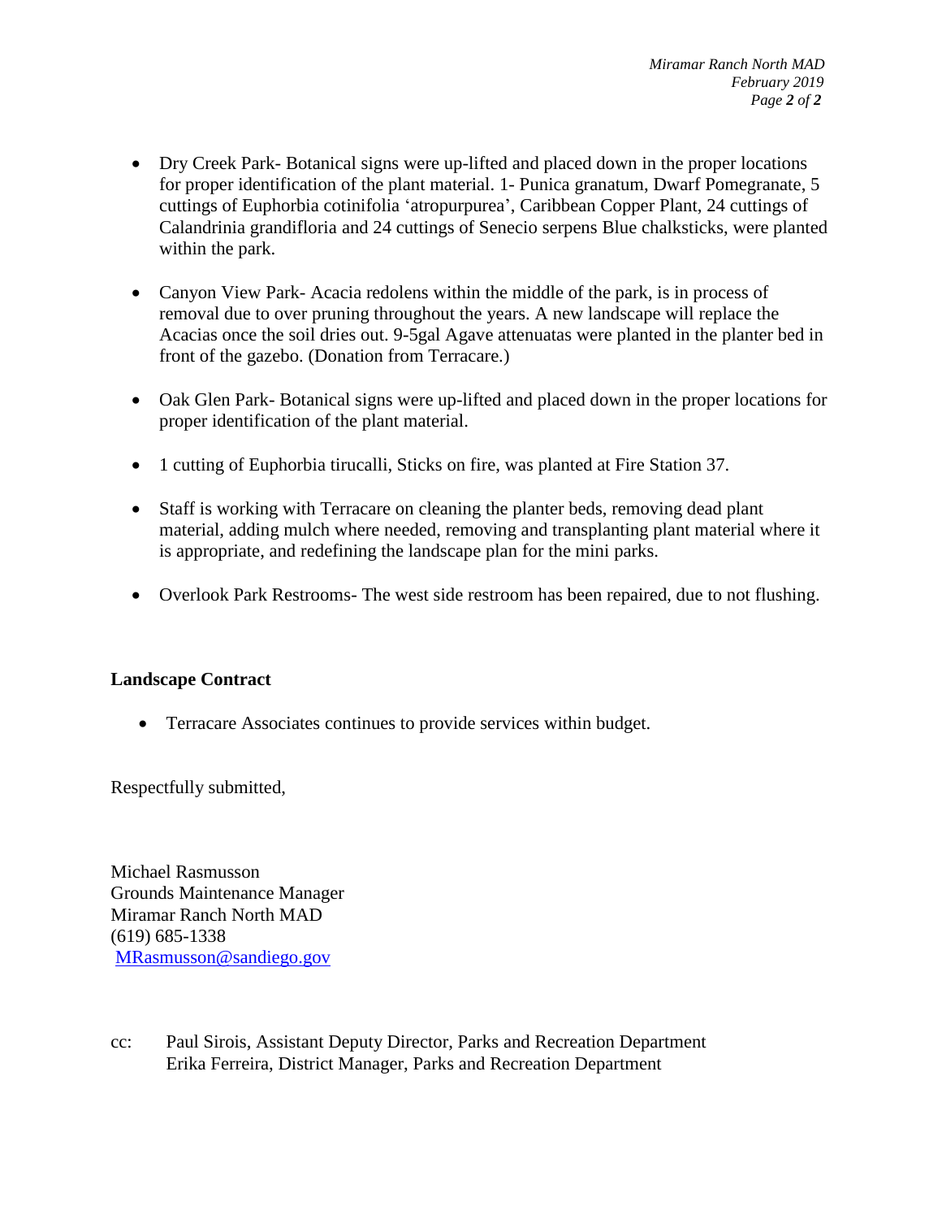- Dry Creek Park- Botanical signs were up-lifted and placed down in the proper locations for proper identification of the plant material. 1- Punica granatum, Dwarf Pomegranate, 5 cuttings of Euphorbia cotinifolia 'atropurpurea', Caribbean Copper Plant, 24 cuttings of Calandrinia grandifloria and 24 cuttings of Senecio serpens Blue chalksticks, were planted within the park.

- Canyon View Park- Acacia redolens within the middle of the park, is in process of removal due to over pruning throughout the years. A new landscape will replace the Acacias once the soil dries out. 9-5gal Agave attenuatas were planted in the planter bed in front of the gazebo. (Donation from Terracare.)

- Oak Glen Park- Botanical signs were up-lifted and placed down in the proper locations for proper identification of the plant material.

- 1 cutting of Euphorbia tirucalli, Sticks on fire, was planted at Fire Station 37.

- Staff is working with Terracare on cleaning the planter beds, removing dead plant material, adding mulch where needed, removing and transplanting plant material where it is appropriate, and redefining the landscape plan for the mini parks.

- Overlook Park Restrooms- The west side restroom has been repaired, due to not flushing.

**Landscape Contract**

- Terracare Associates continues to provide services within budget.

Respectfully submitted,

Michael Rasmusson
Grounds Maintenance Manager
Miramar Ranch North MAD
(619) 685-1338
MRasmusson@sandiego.gov

cc: Paul Sirois, Assistant Deputy Director, Parks and Recreation Department
Erika Ferreira, District Manager, Parks and Recreation Department